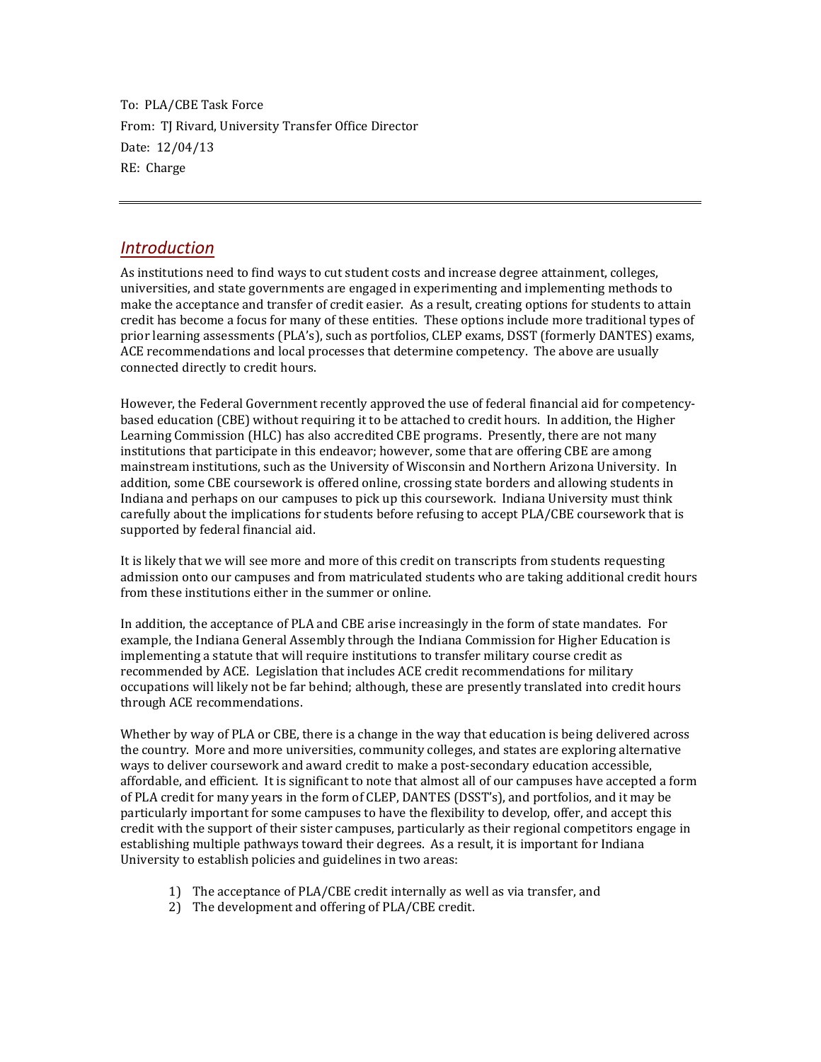To: PLA/CBE Task Force
From: TJ Rivard, University Transfer Office Director
Date: 12/04/13
RE: Charge

---

## *Introduction*

As institutions need to find ways to cut student costs and increase degree attainment, colleges, universities, and state governments are engaged in experimenting and implementing methods to make the acceptance and transfer of credit easier. As a result, creating options for students to attain credit has become a focus for many of these entities. These options include more traditional types of prior learning assessments (PLA's), such as portfolios, CLEP exams, DSST (formerly DANTES) exams, ACE recommendations and local processes that determine competency. The above are usually connected directly to credit hours.

However, the Federal Government recently approved the use of federal financial aid for competency-based education (CBE) without requiring it to be attached to credit hours. In addition, the Higher Learning Commission (HLC) has also accredited CBE programs. Presently, there are not many institutions that participate in this endeavor; however, some that are offering CBE are among mainstream institutions, such as the University of Wisconsin and Northern Arizona University. In addition, some CBE coursework is offered online, crossing state borders and allowing students in Indiana and perhaps on our campuses to pick up this coursework. Indiana University must think carefully about the implications for students before refusing to accept PLA/CBE coursework that is supported by federal financial aid.

It is likely that we will see more and more of this credit on transcripts from students requesting admission onto our campuses and from matriculated students who are taking additional credit hours from these institutions either in the summer or online.

In addition, the acceptance of PLA and CBE arise increasingly in the form of state mandates. For example, the Indiana General Assembly through the Indiana Commission for Higher Education is implementing a statute that will require institutions to transfer military course credit as recommended by ACE. Legislation that includes ACE credit recommendations for military occupations will likely not be far behind; although, these are presently translated into credit hours through ACE recommendations.

Whether by way of PLA or CBE, there is a change in the way that education is being delivered across the country. More and more universities, community colleges, and states are exploring alternative ways to deliver coursework and award credit to make a post-secondary education accessible, affordable, and efficient. It is significant to note that almost all of our campuses have accepted a form of PLA credit for many years in the form of CLEP, DANTES (DSST's), and portfolios, and it may be particularly important for some campuses to have the flexibility to develop, offer, and accept this credit with the support of their sister campuses, particularly as their regional competitors engage in establishing multiple pathways toward their degrees. As a result, it is important for Indiana University to establish policies and guidelines in two areas:

1) The acceptance of PLA/CBE credit internally as well as via transfer, and
2) The development and offering of PLA/CBE credit.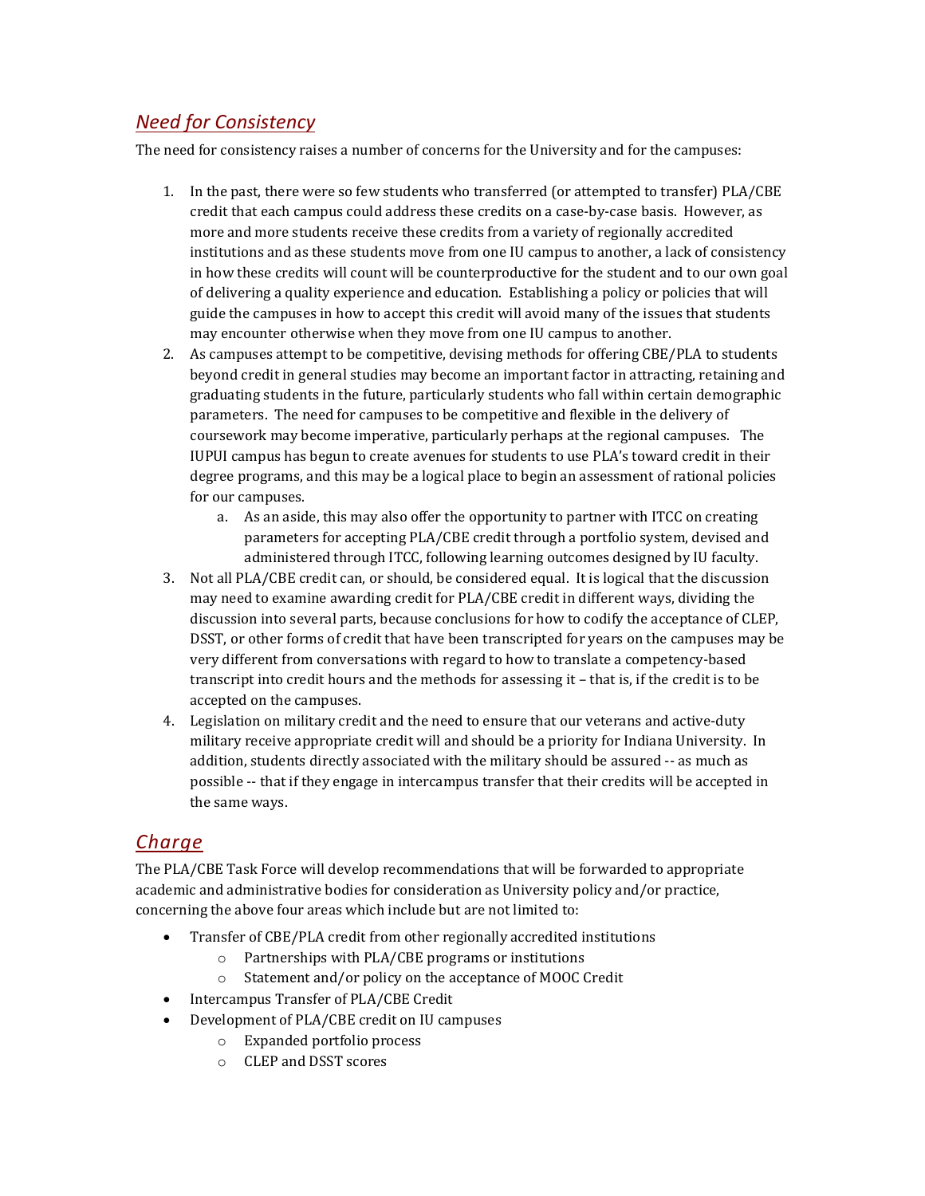## *Need for Consistency*

The need for consistency raises a number of concerns for the University and for the campuses:

1. In the past, there were so few students who transferred (or attempted to transfer) PLA/CBE credit that each campus could address these credits on a case-by-case basis. However, as more and more students receive these credits from a variety of regionally accredited institutions and as these students move from one IU campus to another, a lack of consistency in how these credits will count will be counterproductive for the student and to our own goal of delivering a quality experience and education. Establishing a policy or policies that will guide the campuses in how to accept this credit will avoid many of the issues that students may encounter otherwise when they move from one IU campus to another.
2. As campuses attempt to be competitive, devising methods for offering CBE/PLA to students beyond credit in general studies may become an important factor in attracting, retaining and graduating students in the future, particularly students who fall within certain demographic parameters. The need for campuses to be competitive and flexible in the delivery of coursework may become imperative, particularly perhaps at the regional campuses. The IUPUI campus has begun to create avenues for students to use PLA's toward credit in their degree programs, and this may be a logical place to begin an assessment of rational policies for our campuses.
   a. As an aside, this may also offer the opportunity to partner with ITCC on creating parameters for accepting PLA/CBE credit through a portfolio system, devised and administered through ITCC, following learning outcomes designed by IU faculty.
3. Not all PLA/CBE credit can, or should, be considered equal. It is logical that the discussion may need to examine awarding credit for PLA/CBE credit in different ways, dividing the discussion into several parts, because conclusions for how to codify the acceptance of CLEP, DSST, or other forms of credit that have been transcripted for years on the campuses may be very different from conversations with regard to how to translate a competency-based transcript into credit hours and the methods for assessing it – that is, if the credit is to be accepted on the campuses.
4. Legislation on military credit and the need to ensure that our veterans and active-duty military receive appropriate credit will and should be a priority for Indiana University. In addition, students directly associated with the military should be assured -- as much as possible -- that if they engage in intercampus transfer that their credits will be accepted in the same ways.

## *Charge*

The PLA/CBE Task Force will develop recommendations that will be forwarded to appropriate academic and administrative bodies for consideration as University policy and/or practice, concerning the above four areas which include but are not limited to:

- Transfer of CBE/PLA credit from other regionally accredited institutions
  - Partnerships with PLA/CBE programs or institutions
  - Statement and/or policy on the acceptance of MOOC Credit
- Intercampus Transfer of PLA/CBE Credit
- Development of PLA/CBE credit on IU campuses
  - Expanded portfolio process
  - CLEP and DSST scores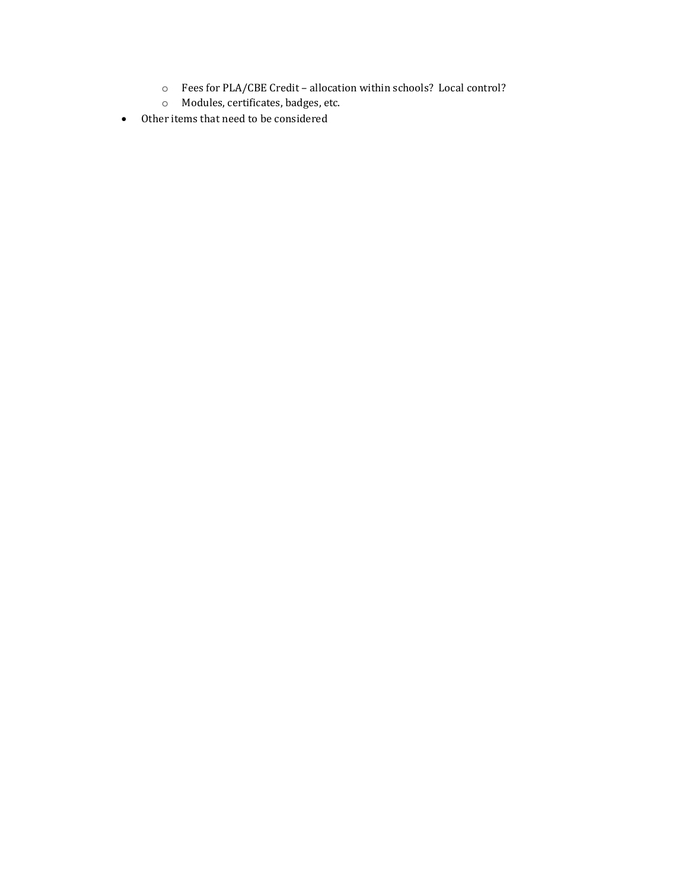- Fees for PLA/CBE Credit – allocation within schools?  Local control?
  - Modules, certificates, badges, etc.
- Other items that need to be considered